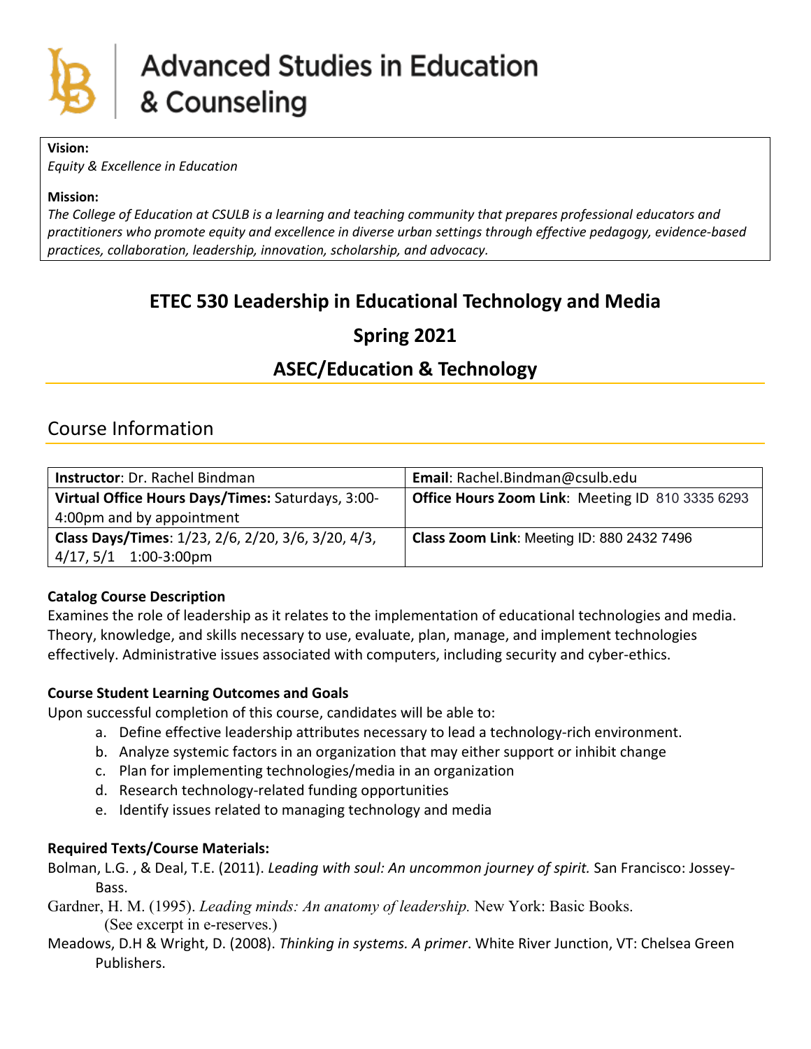# Advanced Studies in Education & Counseling

**Vision:**
*Equity & Excellence in Education*

**Mission:**
*The College of Education at CSULB is a learning and teaching community that prepares professional educators and practitioners who promote equity and excellence in diverse urban settings through effective pedagogy, evidence-based practices, collaboration, leadership, innovation, scholarship, and advocacy.*

## ETEC 530 Leadership in Educational Technology and Media

## Spring 2021

## ASEC/Education & Technology

## Course Information

| **Instructor**: Dr. Rachel Bindman | **Email**: Rachel.Bindman@csulb.edu |
|---|---|
| **Virtual Office Hours Days/Times:** Saturdays, 3:00-4:00pm and by appointment | **Office Hours Zoom Link**: Meeting ID 810 3335 6293 |
| **Class Days/Times**: 1/23, 2/6, 2/20, 3/6, 3/20, 4/3, 4/17, 5/1 1:00-3:00pm | **Class Zoom Link**: Meeting ID: 880 2432 7496 |

**Catalog Course Description**

Examines the role of leadership as it relates to the implementation of educational technologies and media. Theory, knowledge, and skills necessary to use, evaluate, plan, manage, and implement technologies effectively. Administrative issues associated with computers, including security and cyber-ethics.

**Course Student Learning Outcomes and Goals**

Upon successful completion of this course, candidates will be able to:

a. Define effective leadership attributes necessary to lead a technology-rich environment.
b. Analyze systemic factors in an organization that may either support or inhibit change
c. Plan for implementing technologies/media in an organization
d. Research technology-related funding opportunities
e. Identify issues related to managing technology and media

**Required Texts/Course Materials:**

Bolman, L.G. , & Deal, T.E. (2011). *Leading with soul: An uncommon journey of spirit.* San Francisco: Jossey-Bass.

Gardner, H. M. (1995). *Leading minds: An anatomy of leadership.* New York: Basic Books. (See excerpt in e-reserves.)

Meadows, D.H & Wright, D. (2008). *Thinking in systems. A primer*. White River Junction, VT: Chelsea Green Publishers.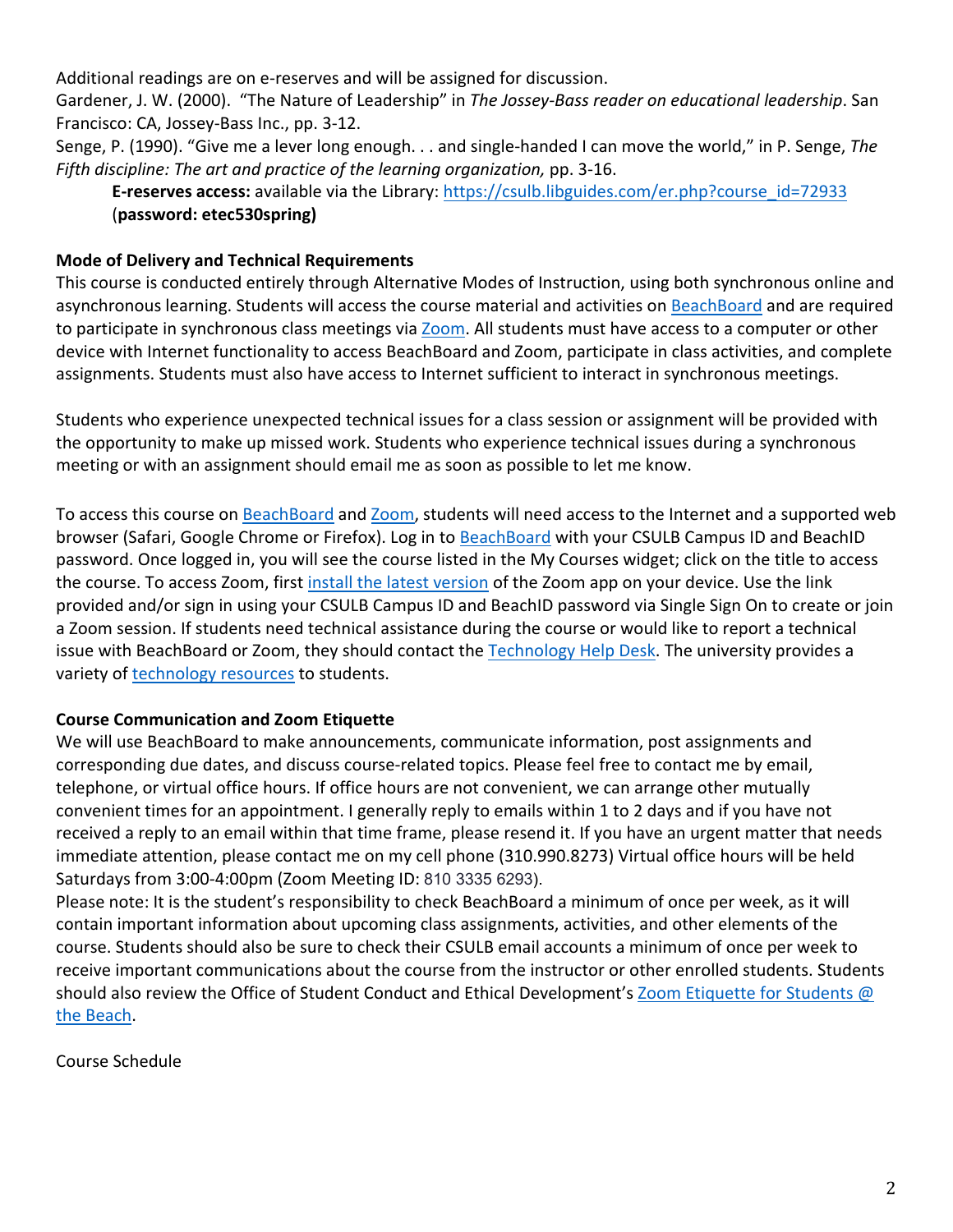Additional readings are on e-reserves and will be assigned for discussion.

Gardener, J. W. (2000). "The Nature of Leadership" in *The Jossey-Bass reader on educational leadership*. San Francisco: CA, Jossey-Bass Inc., pp. 3-12.

Senge, P. (1990). "Give me a lever long enough. . . and single-handed I can move the world," in P. Senge, *The Fifth discipline: The art and practice of the learning organization,* pp. 3-16.

> **E-reserves access:** available via the Library: https://csulb.libguides.com/er.php?course_id=72933 (**password: etec530spring)**

**Mode of Delivery and Technical Requirements**

This course is conducted entirely through Alternative Modes of Instruction, using both synchronous online and asynchronous learning. Students will access the course material and activities on BeachBoard and are required to participate in synchronous class meetings via Zoom. All students must have access to a computer or other device with Internet functionality to access BeachBoard and Zoom, participate in class activities, and complete assignments. Students must also have access to Internet sufficient to interact in synchronous meetings.

Students who experience unexpected technical issues for a class session or assignment will be provided with the opportunity to make up missed work. Students who experience technical issues during a synchronous meeting or with an assignment should email me as soon as possible to let me know.

To access this course on BeachBoard and Zoom, students will need access to the Internet and a supported web browser (Safari, Google Chrome or Firefox). Log in to BeachBoard with your CSULB Campus ID and BeachID password. Once logged in, you will see the course listed in the My Courses widget; click on the title to access the course. To access Zoom, first install the latest version of the Zoom app on your device. Use the link provided and/or sign in using your CSULB Campus ID and BeachID password via Single Sign On to create or join a Zoom session. If students need technical assistance during the course or would like to report a technical issue with BeachBoard or Zoom, they should contact the Technology Help Desk. The university provides a variety of technology resources to students.

**Course Communication and Zoom Etiquette**

We will use BeachBoard to make announcements, communicate information, post assignments and corresponding due dates, and discuss course-related topics. Please feel free to contact me by email, telephone, or virtual office hours. If office hours are not convenient, we can arrange other mutually convenient times for an appointment. I generally reply to emails within 1 to 2 days and if you have not received a reply to an email within that time frame, please resend it. If you have an urgent matter that needs immediate attention, please contact me on my cell phone (310.990.8273) Virtual office hours will be held Saturdays from 3:00-4:00pm (Zoom Meeting ID: 810 3335 6293).

Please note: It is the student's responsibility to check BeachBoard a minimum of once per week, as it will contain important information about upcoming class assignments, activities, and other elements of the course. Students should also be sure to check their CSULB email accounts a minimum of once per week to receive important communications about the course from the instructor or other enrolled students. Students should also review the Office of Student Conduct and Ethical Development's Zoom Etiquette for Students @ the Beach.

Course Schedule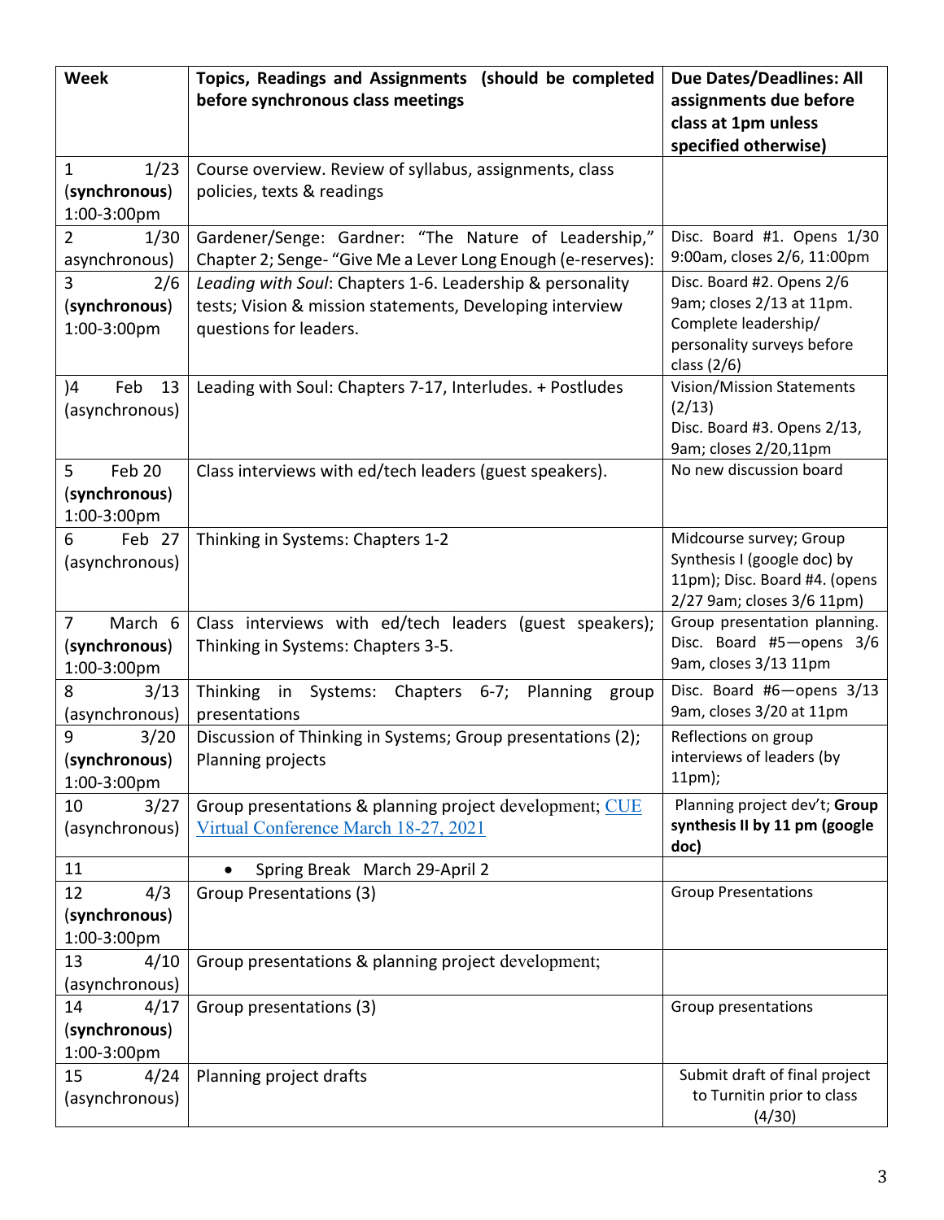| Week | Topics, Readings and Assignments (should be completed before synchronous class meetings | Due Dates/Deadlines: All assignments due before class at 1pm unless specified otherwise) |
|---|---|---|
| 1 1/23 (**synchronous**) 1:00-3:00pm | Course overview. Review of syllabus, assignments, class policies, texts & readings | |
| 2 1/30 asynchronous) | Gardener/Senge: Gardner: "The Nature of Leadership," Chapter 2; Senge- "Give Me a Lever Long Enough (e-reserves): | Disc. Board #1. Opens 1/30 9:00am, closes 2/6, 11:00pm |
| 3 2/6 (**synchronous**) 1:00-3:00pm | *Leading with Soul*: Chapters 1-6. Leadership & personality tests; Vision & mission statements, Developing interview questions for leaders. | Disc. Board #2. Opens 2/6 9am; closes 2/13 at 11pm. Complete leadership/ personality surveys before class (2/6) |
| )4 Feb 13 (asynchronous) | Leading with Soul: Chapters 7-17, Interludes. + Postludes | Vision/Mission Statements (2/13) Disc. Board #3. Opens 2/13, 9am; closes 2/20,11pm |
| 5 Feb 20 (**synchronous**) 1:00-3:00pm | Class interviews with ed/tech leaders (guest speakers). | No new discussion board |
| 6 Feb 27 (asynchronous) | Thinking in Systems: Chapters 1-2 | Midcourse survey; Group Synthesis I (google doc) by 11pm); Disc. Board #4. (opens 2/27 9am; closes 3/6 11pm) |
| 7 March 6 (**synchronous**) 1:00-3:00pm | Class interviews with ed/tech leaders (guest speakers); Thinking in Systems: Chapters 3-5. | Group presentation planning. Disc. Board #5—opens 3/6 9am, closes 3/13 11pm |
| 8 3/13 (asynchronous) | Thinking in Systems: Chapters 6-7; Planning group presentations | Disc. Board #6—opens 3/13 9am, closes 3/20 at 11pm |
| 9 3/20 (**synchronous**) 1:00-3:00pm | Discussion of Thinking in Systems; Group presentations (2); Planning projects | Reflections on group interviews of leaders (by 11pm); |
| 10 3/27 (asynchronous) | Group presentations & planning project development; CUE Virtual Conference March 18-27, 2021 | Planning project dev't; **Group synthesis II by 11 pm (google doc)** |
| 11 | • Spring Break March 29-April 2 | |
| 12 4/3 (**synchronous**) 1:00-3:00pm | Group Presentations (3) | Group Presentations |
| 13 4/10 (asynchronous) | Group presentations & planning project development; | |
| 14 4/17 (**synchronous**) 1:00-3:00pm | Group presentations (3) | Group presentations |
| 15 4/24 (asynchronous) | Planning project drafts | Submit draft of final project to Turnitin prior to class (4/30) |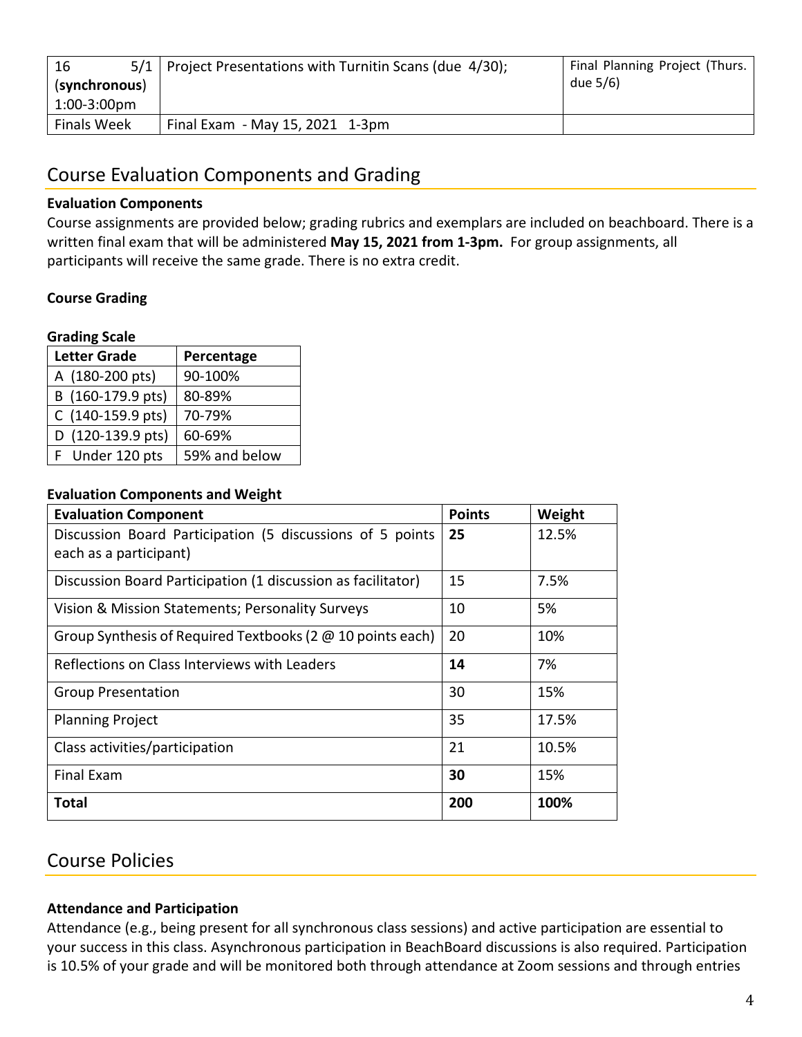| 16 5/1 (**synchronous**) 1:00-3:00pm | Project Presentations with Turnitin Scans (due 4/30); | Final Planning Project (Thurs. due 5/6) |
|---|---|---|
| Finals Week | Final Exam - May 15, 2021 1-3pm | |

## Course Evaluation Components and Grading

### Evaluation Components

Course assignments are provided below; grading rubrics and exemplars are included on beachboard. There is a written final exam that will be administered **May 15, 2021 from 1-3pm.** For group assignments, all participants will receive the same grade. There is no extra credit.

### Course Grading

**Grading Scale**

| Letter Grade | Percentage |
|---|---|
| A (180-200 pts) | 90-100% |
| B (160-179.9 pts) | 80-89% |
| C (140-159.9 pts) | 70-79% |
| D (120-139.9 pts) | 60-69% |
| F Under 120 pts | 59% and below |

**Evaluation Components and Weight**

| Evaluation Component | Points | Weight |
|---|---|---|
| Discussion Board Participation (5 discussions of 5 points each as a participant) | **25** | 12.5% |
| Discussion Board Participation (1 discussion as facilitator) | 15 | 7.5% |
| Vision & Mission Statements; Personality Surveys | 10 | 5% |
| Group Synthesis of Required Textbooks (2 @ 10 points each) | 20 | 10% |
| Reflections on Class Interviews with Leaders | **14** | 7% |
| Group Presentation | 30 | 15% |
| Planning Project | 35 | 17.5% |
| Class activities/participation | 21 | 10.5% |
| Final Exam | **30** | 15% |
| **Total** | **200** | **100%** |

## Course Policies

### Attendance and Participation

Attendance (e.g., being present for all synchronous class sessions) and active participation are essential to your success in this class. Asynchronous participation in BeachBoard discussions is also required. Participation is 10.5% of your grade and will be monitored both through attendance at Zoom sessions and through entries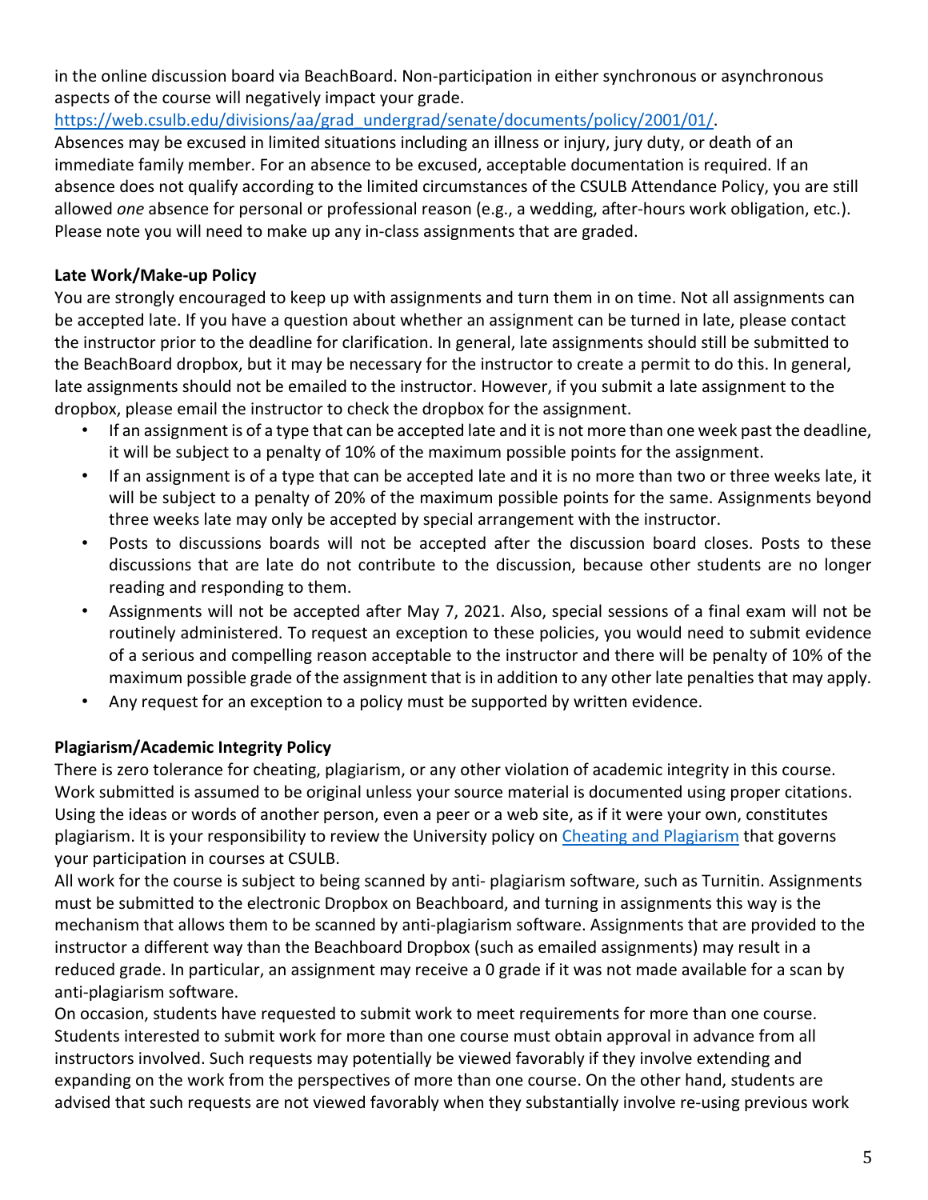in the online discussion board via BeachBoard. Non-participation in either synchronous or asynchronous aspects of the course will negatively impact your grade. [https://web.csulb.edu/divisions/aa/grad_undergrad/senate/documents/policy/2001/01/](https://web.csulb.edu/divisions/aa/grad_undergrad/senate/documents/policy/2001/01/).

Absences may be excused in limited situations including an illness or injury, jury duty, or death of an immediate family member. For an absence to be excused, acceptable documentation is required. If an absence does not qualify according to the limited circumstances of the CSULB Attendance Policy, you are still allowed *one* absence for personal or professional reason (e.g., a wedding, after-hours work obligation, etc.). Please note you will need to make up any in-class assignments that are graded.

**Late Work/Make-up Policy**

You are strongly encouraged to keep up with assignments and turn them in on time. Not all assignments can be accepted late. If you have a question about whether an assignment can be turned in late, please contact the instructor prior to the deadline for clarification. In general, late assignments should still be submitted to the BeachBoard dropbox, but it may be necessary for the instructor to create a permit to do this. In general, late assignments should not be emailed to the instructor. However, if you submit a late assignment to the dropbox, please email the instructor to check the dropbox for the assignment.

- If an assignment is of a type that can be accepted late and it is not more than one week past the deadline, it will be subject to a penalty of 10% of the maximum possible points for the assignment.
- If an assignment is of a type that can be accepted late and it is no more than two or three weeks late, it will be subject to a penalty of 20% of the maximum possible points for the same. Assignments beyond three weeks late may only be accepted by special arrangement with the instructor.
- Posts to discussions boards will not be accepted after the discussion board closes. Posts to these discussions that are late do not contribute to the discussion, because other students are no longer reading and responding to them.
- Assignments will not be accepted after May 7, 2021. Also, special sessions of a final exam will not be routinely administered. To request an exception to these policies, you would need to submit evidence of a serious and compelling reason acceptable to the instructor and there will be penalty of 10% of the maximum possible grade of the assignment that is in addition to any other late penalties that may apply.
- Any request for an exception to a policy must be supported by written evidence.

**Plagiarism/Academic Integrity Policy**

There is zero tolerance for cheating, plagiarism, or any other violation of academic integrity in this course. Work submitted is assumed to be original unless your source material is documented using proper citations. Using the ideas or words of another person, even a peer or a web site, as if it were your own, constitutes plagiarism. It is your responsibility to review the University policy on Cheating and Plagiarism that governs your participation in courses at CSULB.

All work for the course is subject to being scanned by anti- plagiarism software, such as Turnitin. Assignments must be submitted to the electronic Dropbox on Beachboard, and turning in assignments this way is the mechanism that allows them to be scanned by anti-plagiarism software. Assignments that are provided to the instructor a different way than the Beachboard Dropbox (such as emailed assignments) may result in a reduced grade. In particular, an assignment may receive a 0 grade if it was not made available for a scan by anti-plagiarism software.

On occasion, students have requested to submit work to meet requirements for more than one course. Students interested to submit work for more than one course must obtain approval in advance from all instructors involved. Such requests may potentially be viewed favorably if they involve extending and expanding on the work from the perspectives of more than one course. On the other hand, students are advised that such requests are not viewed favorably when they substantially involve re-using previous work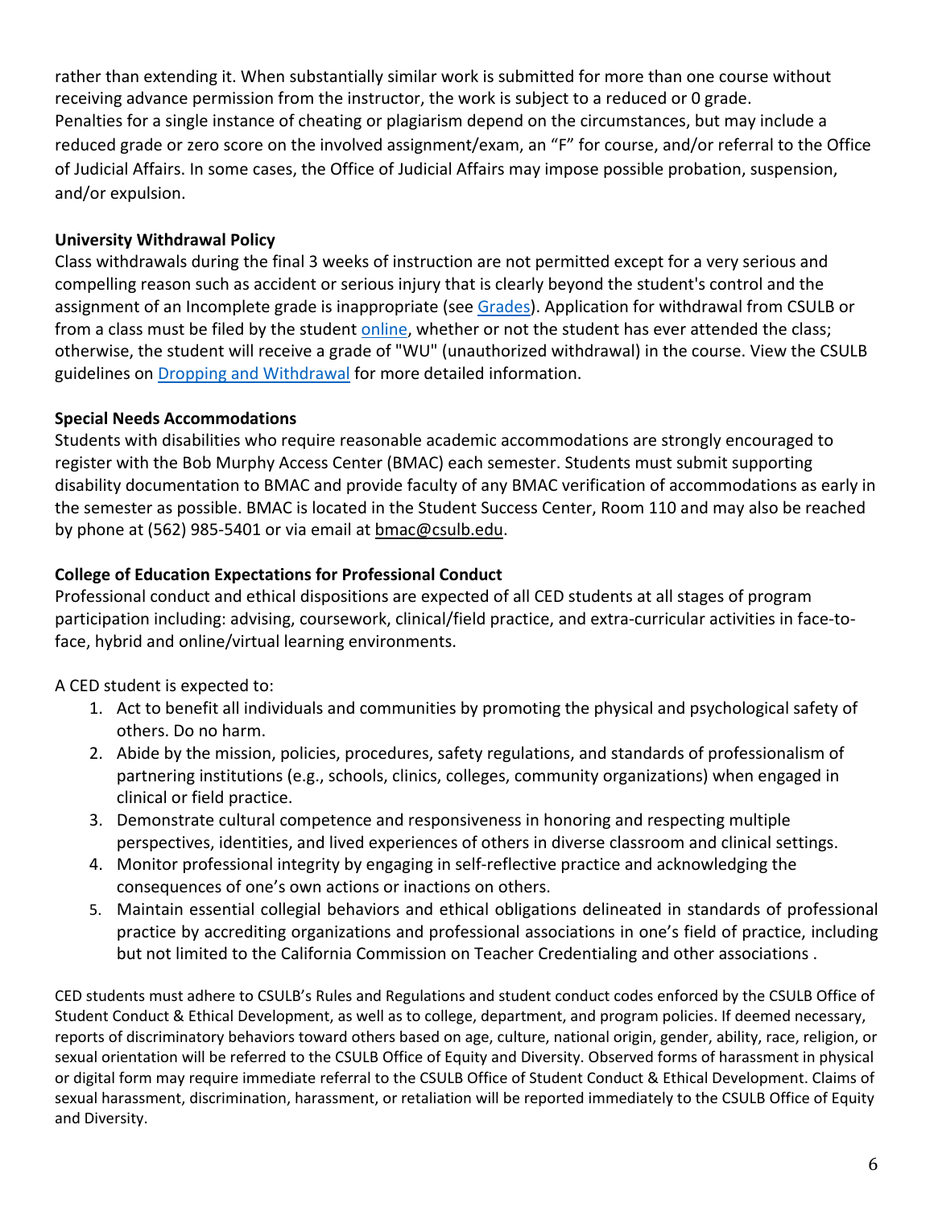rather than extending it. When substantially similar work is submitted for more than one course without receiving advance permission from the instructor, the work is subject to a reduced or 0 grade.
Penalties for a single instance of cheating or plagiarism depend on the circumstances, but may include a reduced grade or zero score on the involved assignment/exam, an "F" for course, and/or referral to the Office of Judicial Affairs. In some cases, the Office of Judicial Affairs may impose possible probation, suspension, and/or expulsion.

**University Withdrawal Policy**

Class withdrawals during the final 3 weeks of instruction are not permitted except for a very serious and compelling reason such as accident or serious injury that is clearly beyond the student's control and the assignment of an Incomplete grade is inappropriate (see Grades). Application for withdrawal from CSULB or from a class must be filed by the student online, whether or not the student has ever attended the class; otherwise, the student will receive a grade of "WU" (unauthorized withdrawal) in the course. View the CSULB guidelines on Dropping and Withdrawal for more detailed information.

**Special Needs Accommodations**

Students with disabilities who require reasonable academic accommodations are strongly encouraged to register with the Bob Murphy Access Center (BMAC) each semester. Students must submit supporting disability documentation to BMAC and provide faculty of any BMAC verification of accommodations as early in the semester as possible. BMAC is located in the Student Success Center, Room 110 and may also be reached by phone at (562) 985-5401 or via email at bmac@csulb.edu.

**College of Education Expectations for Professional Conduct**

Professional conduct and ethical dispositions are expected of all CED students at all stages of program participation including: advising, coursework, clinical/field practice, and extra-curricular activities in face-to-face, hybrid and online/virtual learning environments.

A CED student is expected to:

1. Act to benefit all individuals and communities by promoting the physical and psychological safety of others. Do no harm.
2. Abide by the mission, policies, procedures, safety regulations, and standards of professionalism of partnering institutions (e.g., schools, clinics, colleges, community organizations) when engaged in clinical or field practice.
3. Demonstrate cultural competence and responsiveness in honoring and respecting multiple perspectives, identities, and lived experiences of others in diverse classroom and clinical settings.
4. Monitor professional integrity by engaging in self-reflective practice and acknowledging the consequences of one's own actions or inactions on others.
5. Maintain essential collegial behaviors and ethical obligations delineated in standards of professional practice by accrediting organizations and professional associations in one's field of practice, including but not limited to the California Commission on Teacher Credentialing and other associations .

CED students must adhere to CSULB's Rules and Regulations and student conduct codes enforced by the CSULB Office of Student Conduct & Ethical Development, as well as to college, department, and program policies. If deemed necessary, reports of discriminatory behaviors toward others based on age, culture, national origin, gender, ability, race, religion, or sexual orientation will be referred to the CSULB Office of Equity and Diversity. Observed forms of harassment in physical or digital form may require immediate referral to the CSULB Office of Student Conduct & Ethical Development. Claims of sexual harassment, discrimination, harassment, or retaliation will be reported immediately to the CSULB Office of Equity and Diversity.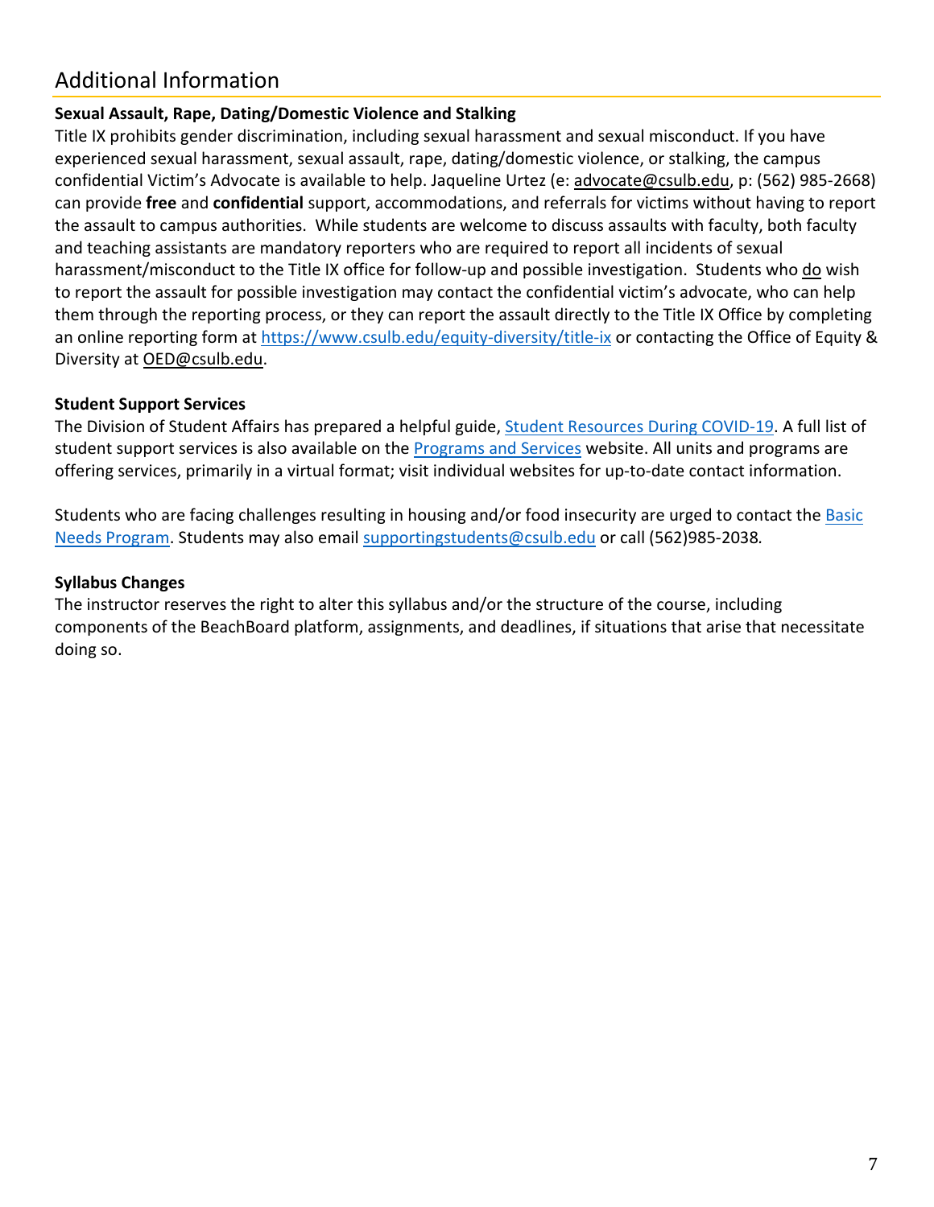## Additional Information

**Sexual Assault, Rape, Dating/Domestic Violence and Stalking**

Title IX prohibits gender discrimination, including sexual harassment and sexual misconduct. If you have experienced sexual harassment, sexual assault, rape, dating/domestic violence, or stalking, the campus confidential Victim's Advocate is available to help. Jaqueline Urtez (e: advocate@csulb.edu, p: (562) 985-2668) can provide **free** and **confidential** support, accommodations, and referrals for victims without having to report the assault to campus authorities. While students are welcome to discuss assaults with faculty, both faculty and teaching assistants are mandatory reporters who are required to report all incidents of sexual harassment/misconduct to the Title IX office for follow-up and possible investigation. Students who do wish to report the assault for possible investigation may contact the confidential victim's advocate, who can help them through the reporting process, or they can report the assault directly to the Title IX Office by completing an online reporting form at https://www.csulb.edu/equity-diversity/title-ix or contacting the Office of Equity & Diversity at OED@csulb.edu.

**Student Support Services**

The Division of Student Affairs has prepared a helpful guide, Student Resources During COVID-19. A full list of student support services is also available on the Programs and Services website. All units and programs are offering services, primarily in a virtual format; visit individual websites for up-to-date contact information.

Students who are facing challenges resulting in housing and/or food insecurity are urged to contact the Basic Needs Program. Students may also email supportingstudents@csulb.edu or call (562)985-2038.

**Syllabus Changes**

The instructor reserves the right to alter this syllabus and/or the structure of the course, including components of the BeachBoard platform, assignments, and deadlines, if situations that arise that necessitate doing so.